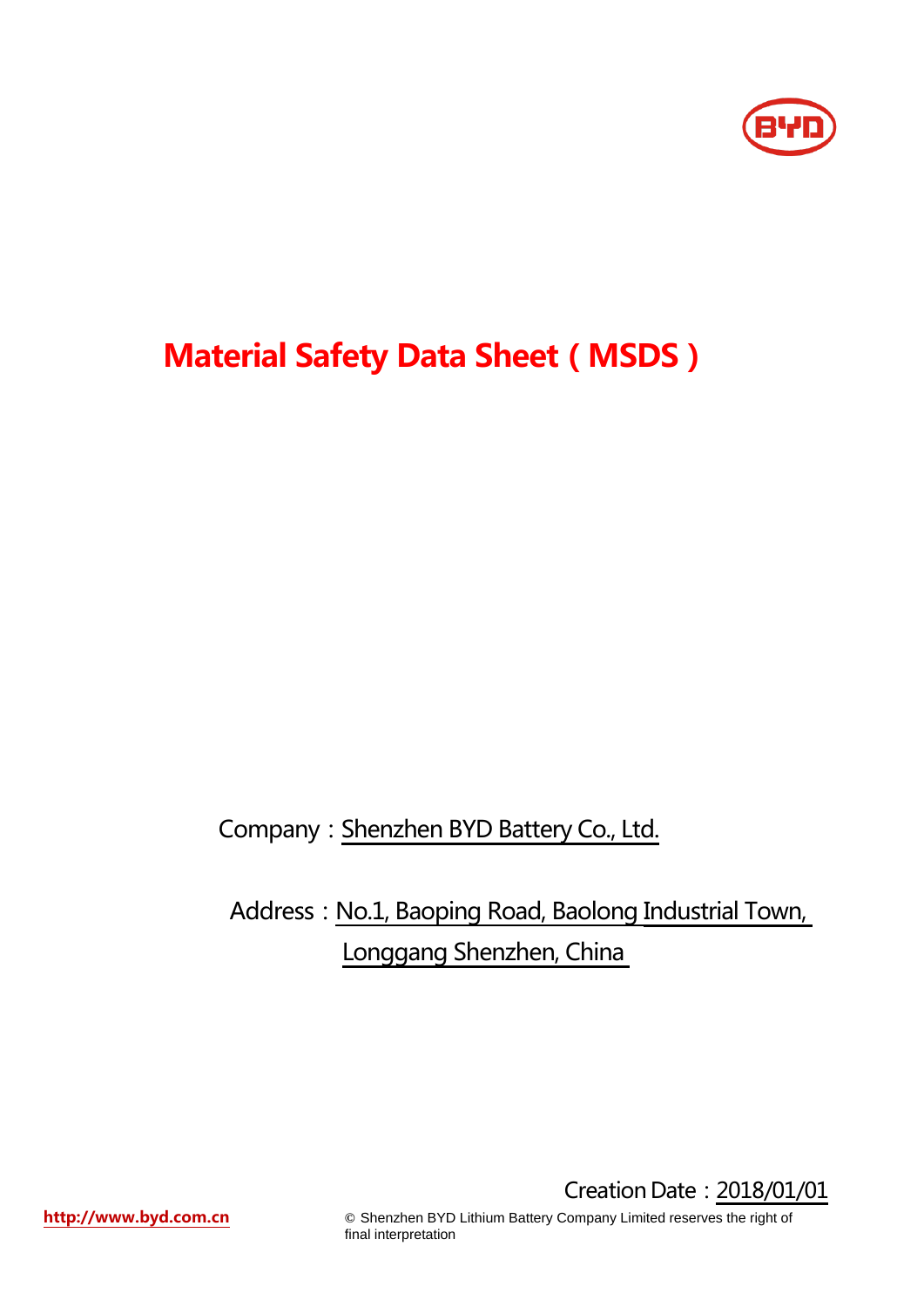# Material Safety Data Sheet（MSDS）

Company：Shenzhen BYD Battery Co., Ltd.

Address：No.1, Baoping Road, Baolong Industrial Town, Longgang Shenzhen, China

Creation Date：2018/01/01

http://www.byd.com.cn

© Shenzhen BYD Lithium Battery Company Limited reserves the right of final interpretation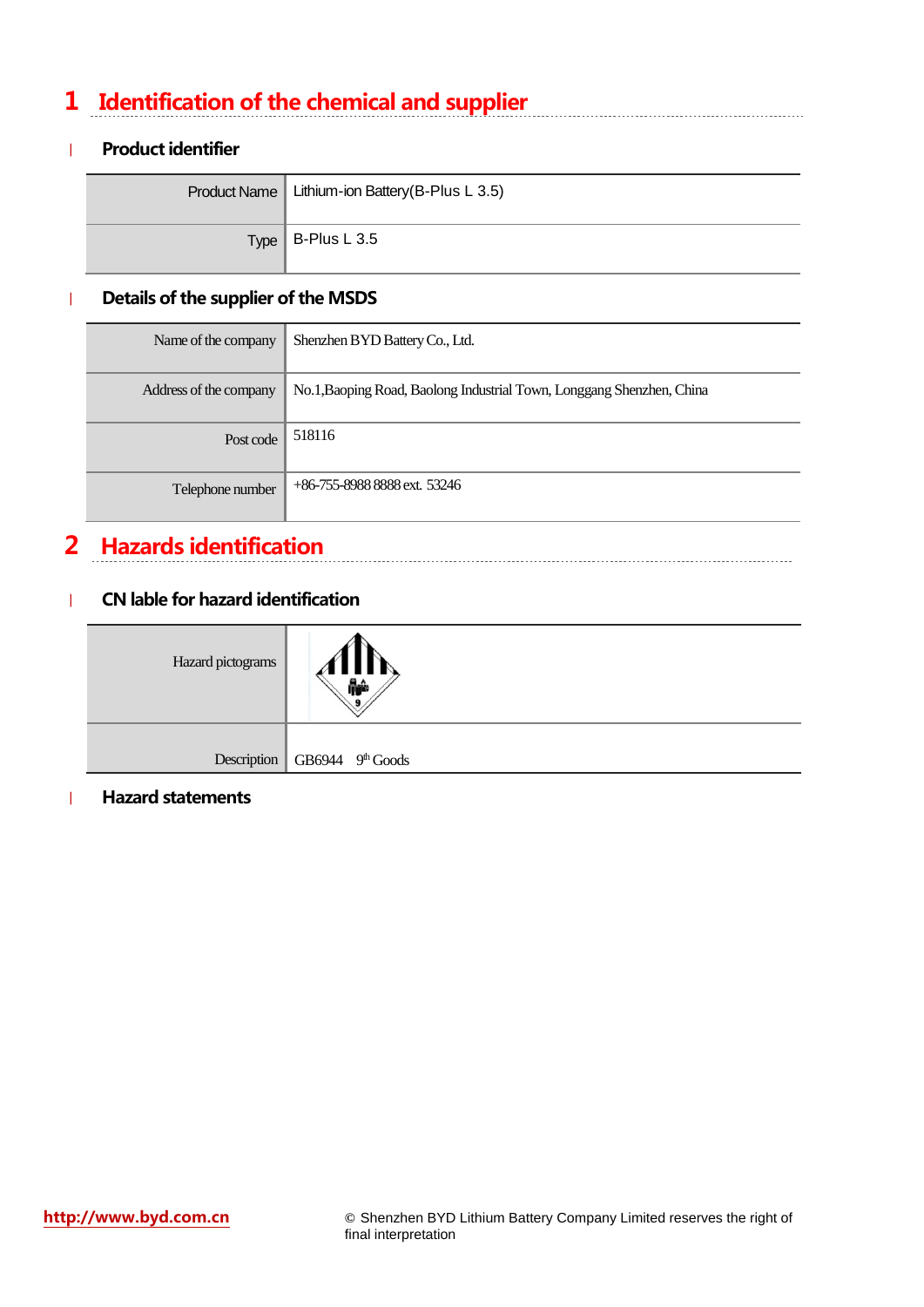# 1 Identification of the chemical and supplier

## Product identifier

| | |
|---|---|
| Product Name | Lithium-ion Battery(B-Plus L 3.5) |
| Type | B-Plus L 3.5 |

## Details of the supplier of the MSDS

| | |
|---|---|
| Name of the company | Shenzhen BYD Battery Co., Ltd. |
| Address of the company | No.1,Baoping Road, Baolong Industrial Town, Longgang Shenzhen, China |
| Post code | 518116 |
| Telephone number | +86-755-8988 8888 ext. 53246 |

# 2 Hazards identification

## CN lable for hazard identification

| | |
|---|---|
| Hazard pictograms | |
| Description | GB6944 9th Goods |

## Hazard statements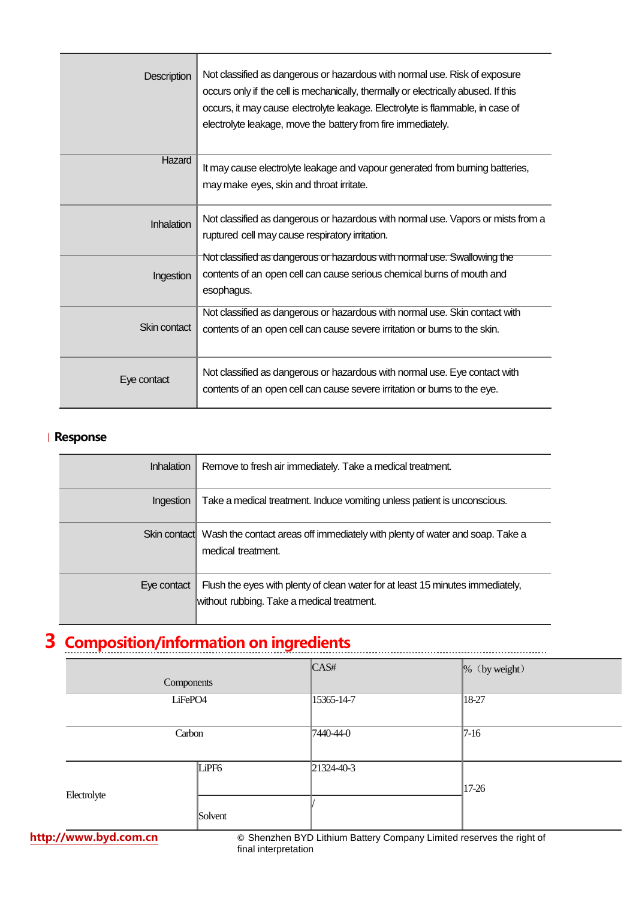| | |
|---|---|
| Description | Not classified as dangerous or hazardous with normal use. Risk of exposure occurs only if the cell is mechanically, thermally or electrically abused. If this occurs, it may cause electrolyte leakage. Electrolyte is flammable, in case of electrolyte leakage, move the battery from fire immediately. |
| Hazard | It may cause electrolyte leakage and vapour generated from burning batteries, may make eyes, skin and throat irritate. |
| Inhalation | Not classified as dangerous or hazardous with normal use. Vapors or mists from a ruptured cell may cause respiratory irritation. |
| Ingestion | Not classified as dangerous or hazardous with normal use. Swallowing the contents of an open cell can cause serious chemical burns of mouth and esophagus. |
| Skin contact | Not classified as dangerous or hazardous with normal use. Skin contact with contents of an open cell can cause severe irritation or burns to the skin. |
| Eye contact | Not classified as dangerous or hazardous with normal use. Eye contact with contents of an open cell can cause severe irritation or burns to the eye. |

**Response**

| | |
|---|---|
| Inhalation | Remove to fresh air immediately. Take a medical treatment. |
| Ingestion | Take a medical treatment. Induce vomiting unless patient is unconscious. |
| Skin contact | Wash the contact areas off immediately with plenty of water and soap. Take a medical treatment. |
| Eye contact | Flush the eyes with plenty of clean water for at least 15 minutes immediately, without rubbing. Take a medical treatment. |

# 3 Composition/information on ingredients

| Components | | CAS# | %（by weight） |
|---|---|---|---|
| LiFePO4 | | 15365-14-7 | 18-27 |
| Carbon | | 7440-44-0 | 7-16 |
| Electrolyte | LiPF6 | 21324-40-3 | 17-26 |
| | Solvent | / | |

http://www.byd.com.cn © Shenzhen BYD Lithium Battery Company Limited reserves the right of final interpretation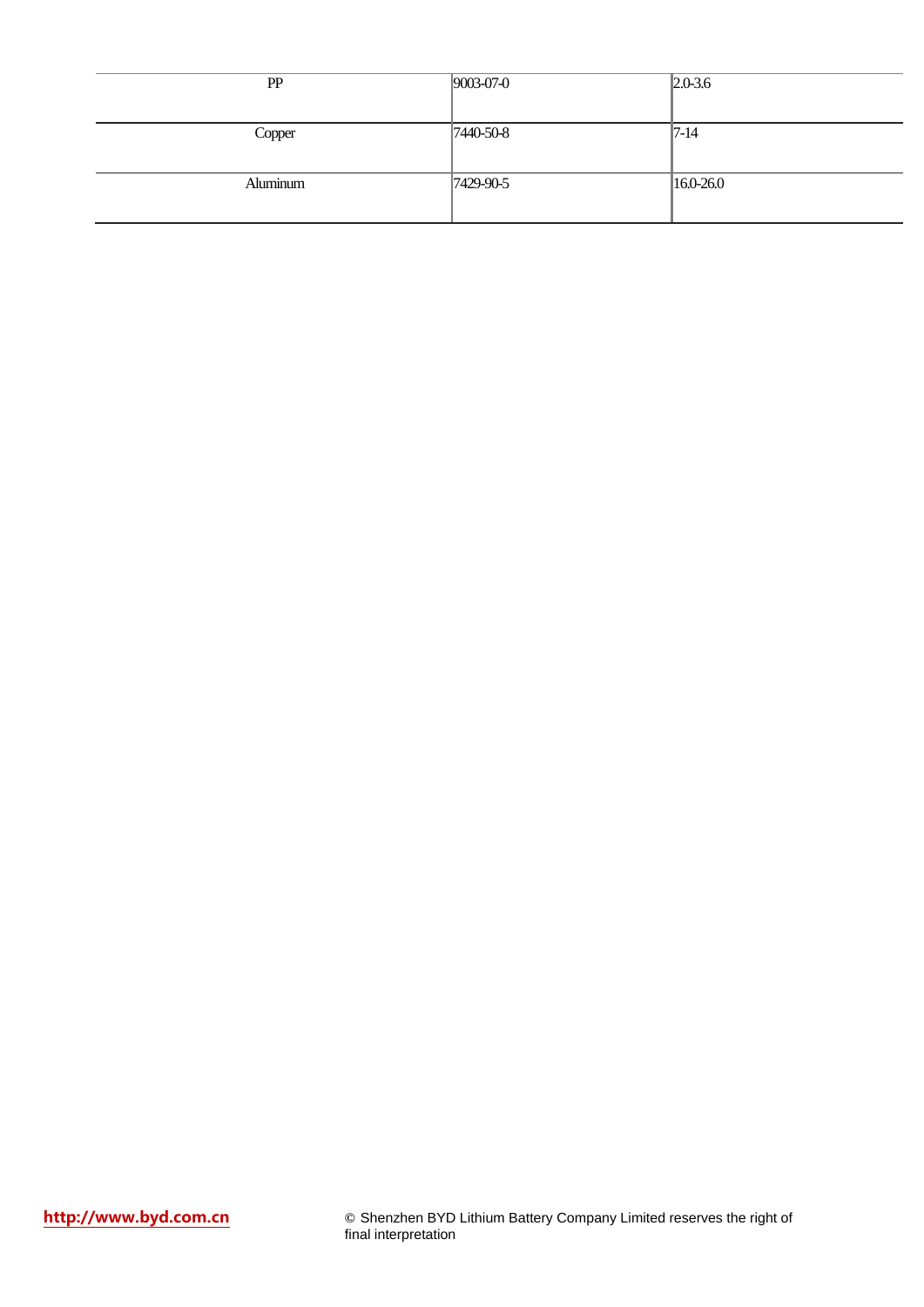| PP | 9003-07-0 | 2.0-3.6 |
|---|---|---|
| Copper | 7440-50-8 | 7-14 |
| Aluminum | 7429-90-5 | 16.0-26.0 |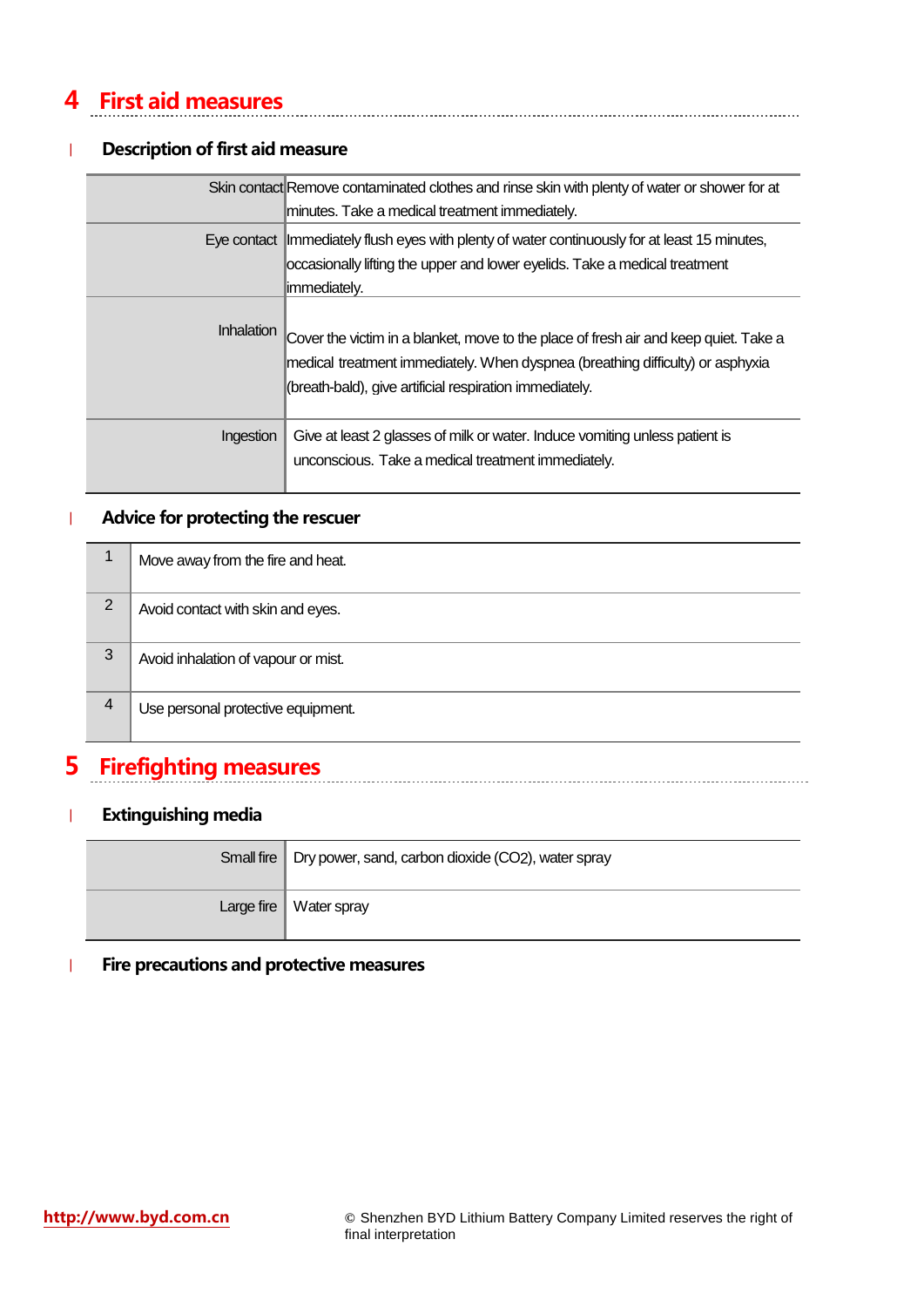# 4 First aid measures

### Description of first aid measure

| | |
|---|---|
| Skin contact | Remove contaminated clothes and rinse skin with plenty of water or shower for at minutes. Take a medical treatment immediately. |
| Eye contact | Immediately flush eyes with plenty of water continuously for at least 15 minutes, occasionally lifting the upper and lower eyelids. Take a medical treatment immediately. |
| Inhalation | Cover the victim in a blanket, move to the place of fresh air and keep quiet. Take a medical treatment immediately. When dyspnea (breathing difficulty) or asphyxia (breath-bald), give artificial respiration immediately. |
| Ingestion | Give at least 2 glasses of milk or water. Induce vomiting unless patient is unconscious. Take a medical treatment immediately. |

### Advice for protecting the rescuer

| | |
|---|---|
| 1 | Move away from the fire and heat. |
| 2 | Avoid contact with skin and eyes. |
| 3 | Avoid inhalation of vapour or mist. |
| 4 | Use personal protective equipment. |

# 5 Firefighting measures

### Extinguishing media

| | |
|---|---|
| Small fire | Dry power, sand, carbon dioxide ($CO_2$), water spray |
| Large fire | Water spray |

### Fire precautions and protective measures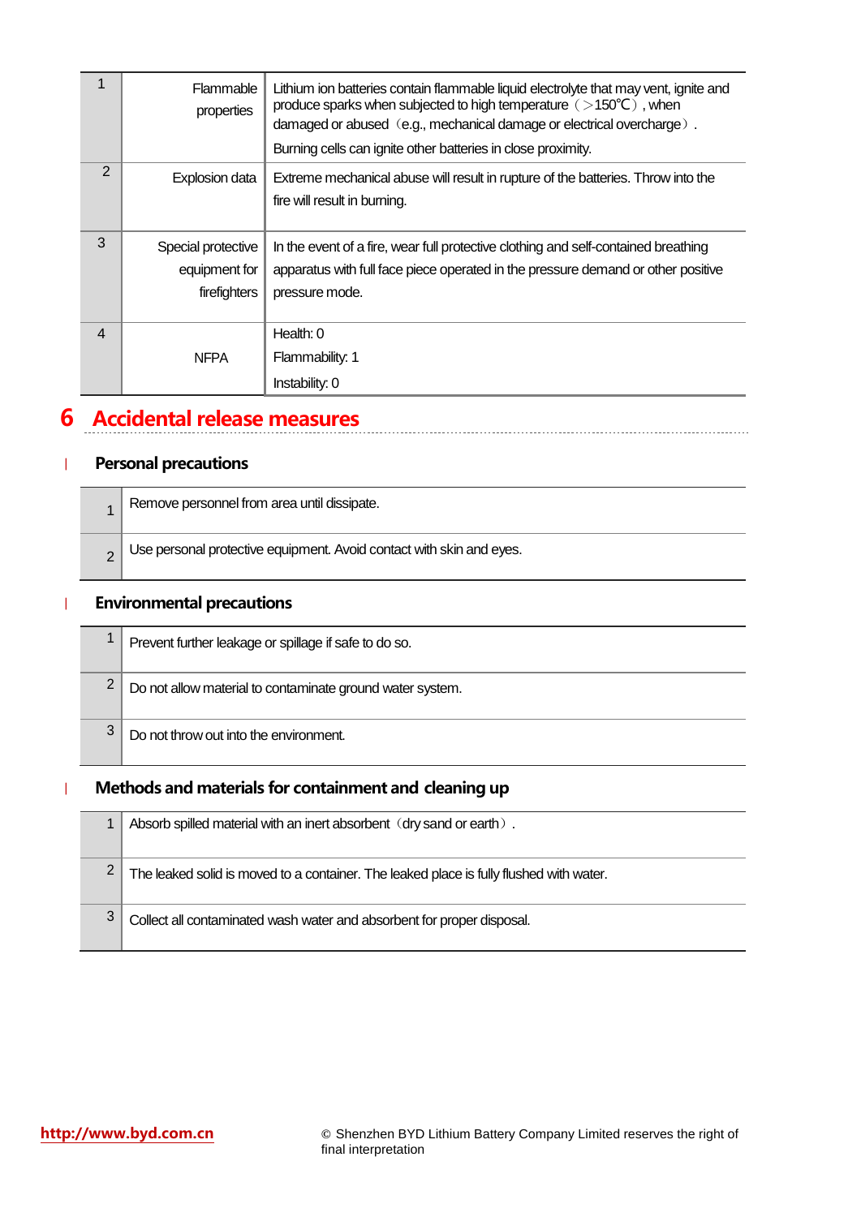| | | |
|---|---|---|
| 1 | Flammable properties | Lithium ion batteries contain flammable liquid electrolyte that may vent, ignite and produce sparks when subjected to high temperature（>150℃）, when damaged or abused（e.g., mechanical damage or electrical overcharge）. Burning cells can ignite other batteries in close proximity. |
| 2 | Explosion data | Extreme mechanical abuse will result in rupture of the batteries. Throw into the fire will result in burning. |
| 3 | Special protective equipment for firefighters | In the event of a fire, wear full protective clothing and self-contained breathing apparatus with full face piece operated in the pressure demand or other positive pressure mode. |
| 4 | NFPA | Health: 0<br>Flammability: 1<br>Instability: 0 |

# 6 Accidental release measures

## Personal precautions

| | |
|---|---|
| 1 | Remove personnel from area until dissipate. |
| 2 | Use personal protective equipment. Avoid contact with skin and eyes. |

## Environmental precautions

| | |
|---|---|
| 1 | Prevent further leakage or spillage if safe to do so. |
| 2 | Do not allow material to contaminate ground water system. |
| 3 | Do not throw out into the environment. |

## Methods and materials for containment and cleaning up

| | |
|---|---|
| 1 | Absorb spilled material with an inert absorbent（dry sand or earth）. |
| 2 | The leaked solid is moved to a container. The leaked place is fully flushed with water. |
| 3 | Collect all contaminated wash water and absorbent for proper disposal. |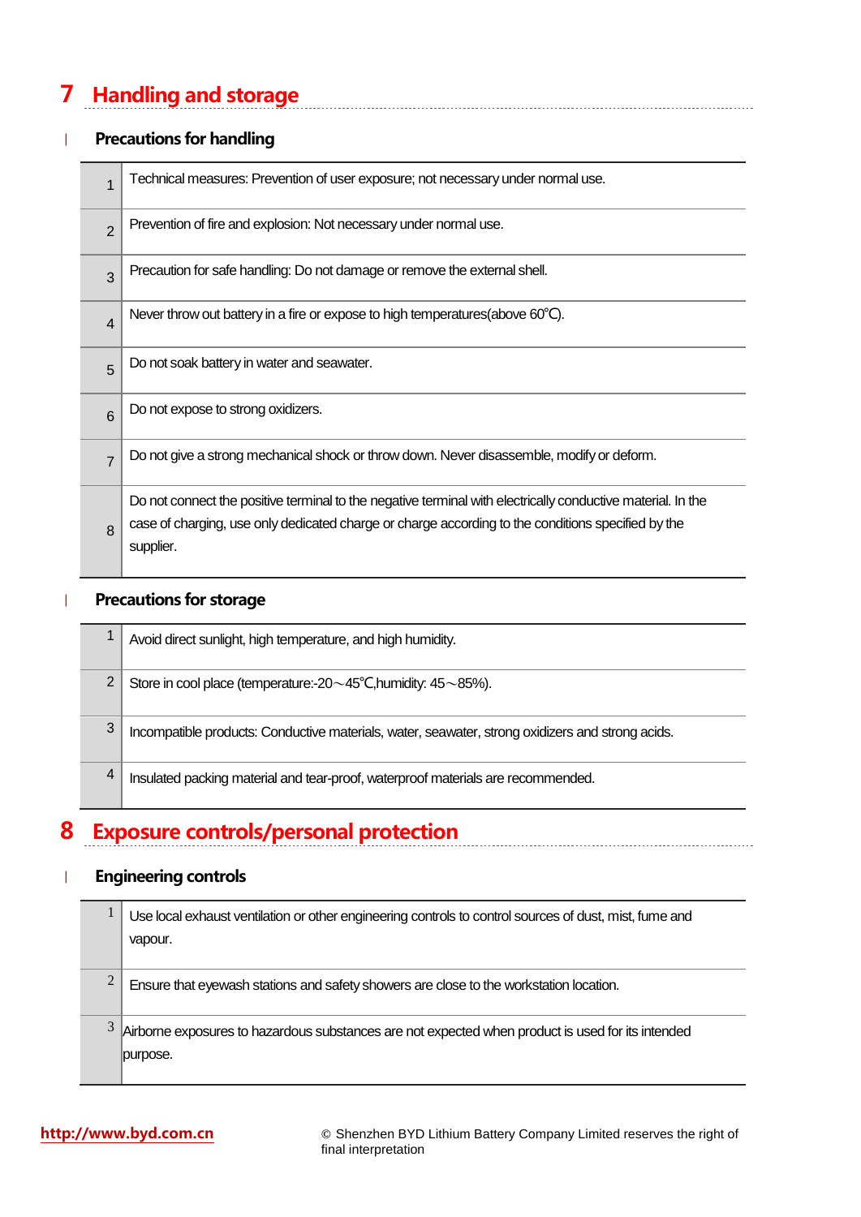# 7 Handling and storage

## Precautions for handling

| | |
|---|---|
| 1 | Technical measures: Prevention of user exposure; not necessary under normal use. |
| 2 | Prevention of fire and explosion: Not necessary under normal use. |
| 3 | Precaution for safe handling: Do not damage or remove the external shell. |
| 4 | Never throw out battery in a fire or expose to high temperatures(above 60℃). |
| 5 | Do not soak battery in water and seawater. |
| 6 | Do not expose to strong oxidizers. |
| 7 | Do not give a strong mechanical shock or throw down. Never disassemble, modify or deform. |
| 8 | Do not connect the positive terminal to the negative terminal with electrically conductive material. In the case of charging, use only dedicated charge or charge according to the conditions specified by the supplier. |

## Precautions for storage

| | |
|---|---|
| 1 | Avoid direct sunlight, high temperature, and high humidity. |
| 2 | Store in cool place (temperature:-20～45℃,humidity: 45～85%). |
| 3 | Incompatible products: Conductive materials, water, seawater, strong oxidizers and strong acids. |
| 4 | Insulated packing material and tear-proof, waterproof materials are recommended. |

# 8 Exposure controls/personal protection

## Engineering controls

| | |
|---|---|
| 1 | Use local exhaust ventilation or other engineering controls to control sources of dust, mist, fume and vapour. |
| 2 | Ensure that eyewash stations and safety showers are close to the workstation location. |
| 3 | Airborne exposures to hazardous substances are not expected when product is used for its intended purpose. |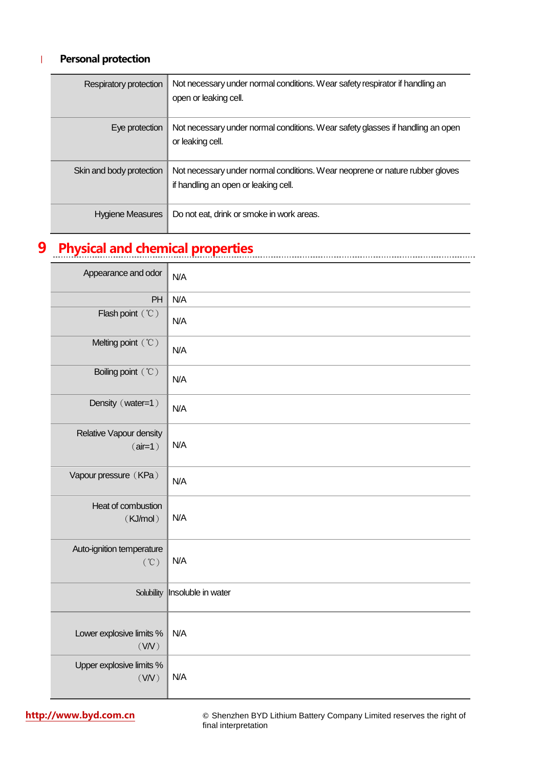## Personal protection

| | |
|---|---|
| Respiratory protection | Not necessary under normal conditions. Wear safety respirator if handling an open or leaking cell. |
| Eye protection | Not necessary under normal conditions. Wear safety glasses if handling an open or leaking cell. |
| Skin and body protection | Not necessary under normal conditions. Wear neoprene or nature rubber gloves if handling an open or leaking cell. |
| Hygiene Measures | Do not eat, drink or smoke in work areas. |

# 9 Physical and chemical properties

| | |
|---|---|
| Appearance and odor | N/A |
| PH | N/A |
| Flash point（℃） | N/A |
| Melting point（℃） | N/A |
| Boiling point（℃） | N/A |
| Density（water=1） | N/A |
| Relative Vapour density（air=1） | N/A |
| Vapour pressure（KPa） | N/A |
| Heat of combustion（KJ/mol） | N/A |
| Auto-ignition temperature（℃） | N/A |
| Solubility | Insoluble in water |
| Lower explosive limits %（V/V） | N/A |
| Upper explosive limits %（V/V） | N/A |

http://www.byd.com.cn © Shenzhen BYD Lithium Battery Company Limited reserves the right of final interpretation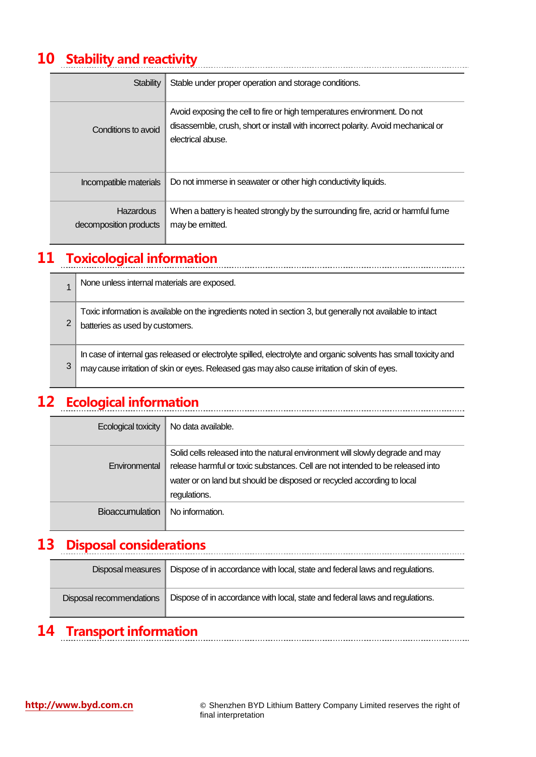## 10 Stability and reactivity

| | |
|---|---|
| Stability | Stable under proper operation and storage conditions. |
| Conditions to avoid | Avoid exposing the cell to fire or high temperatures environment. Do not disassemble, crush, short or install with incorrect polarity. Avoid mechanical or electrical abuse. |
| Incompatible materials | Do not immerse in seawater or other high conductivity liquids. |
| Hazardous decomposition products | When a battery is heated strongly by the surrounding fire, acrid or harmful fume may be emitted. |

## 11 Toxicological information

| | |
|---|---|
| 1 | None unless internal materials are exposed. |
| 2 | Toxic information is available on the ingredients noted in section 3, but generally not available to intact batteries as used by customers. |
| 3 | In case of internal gas released or electrolyte spilled, electrolyte and organic solvents has small toxicity and may cause irritation of skin or eyes. Released gas may also cause irritation of skin of eyes. |

## 12 Ecological information

| | |
|---|---|
| Ecological toxicity | No data available. |
| Environmental | Solid cells released into the natural environment will slowly degrade and may release harmful or toxic substances. Cell are not intended to be released into water or on land but should be disposed or recycled according to local regulations. |
| Bioaccumulation | No information. |

## 13 Disposal considerations

| | |
|---|---|
| Disposal measures | Dispose of in accordance with local, state and federal laws and regulations. |
| Disposal recommendations | Dispose of in accordance with local, state and federal laws and regulations. |

## 14 Transport information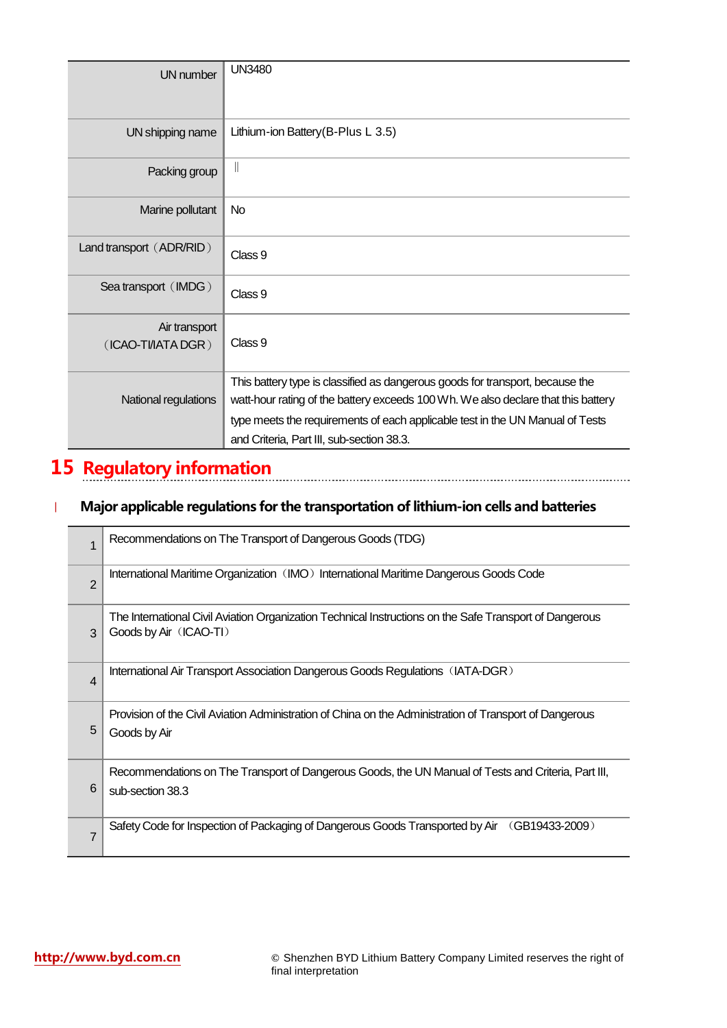| | |
|---|---|
| UN number | UN3480 |
| UN shipping name | Lithium-ion Battery(B-Plus L 3.5) |
| Packing group | Ⅱ |
| Marine pollutant | No |
| Land transport（ADR/RID） | Class 9 |
| Sea transport（IMDG） | Class 9 |
| Air transport（ICAO-TI/IATA DGR） | Class 9 |
| National regulations | This battery type is classified as dangerous goods for transport, because the watt-hour rating of the battery exceeds 100 Wh. We also declare that this battery type meets the requirements of each applicable test in the UN Manual of Tests and Criteria, Part III, sub-section 38.3. |

# 15 Regulatory information

## Major applicable regulations for the transportation of lithium-ion cells and batteries

| | |
|---|---|
| 1 | Recommendations on The Transport of Dangerous Goods (TDG) |
| 2 | International Maritime Organization（IMO）International Maritime Dangerous Goods Code |
| 3 | The International Civil Aviation Organization Technical Instructions on the Safe Transport of Dangerous Goods by Air（ICAO-TI） |
| 4 | International Air Transport Association Dangerous Goods Regulations（IATA-DGR） |
| 5 | Provision of the Civil Aviation Administration of China on the Administration of Transport of Dangerous Goods by Air |
| 6 | Recommendations on The Transport of Dangerous Goods, the UN Manual of Tests and Criteria, Part III, sub-section 38.3 |
| 7 | Safety Code for Inspection of Packaging of Dangerous Goods Transported by Air （GB19433-2009） |

http://www.byd.com.cn © Shenzhen BYD Lithium Battery Company Limited reserves the right of final interpretation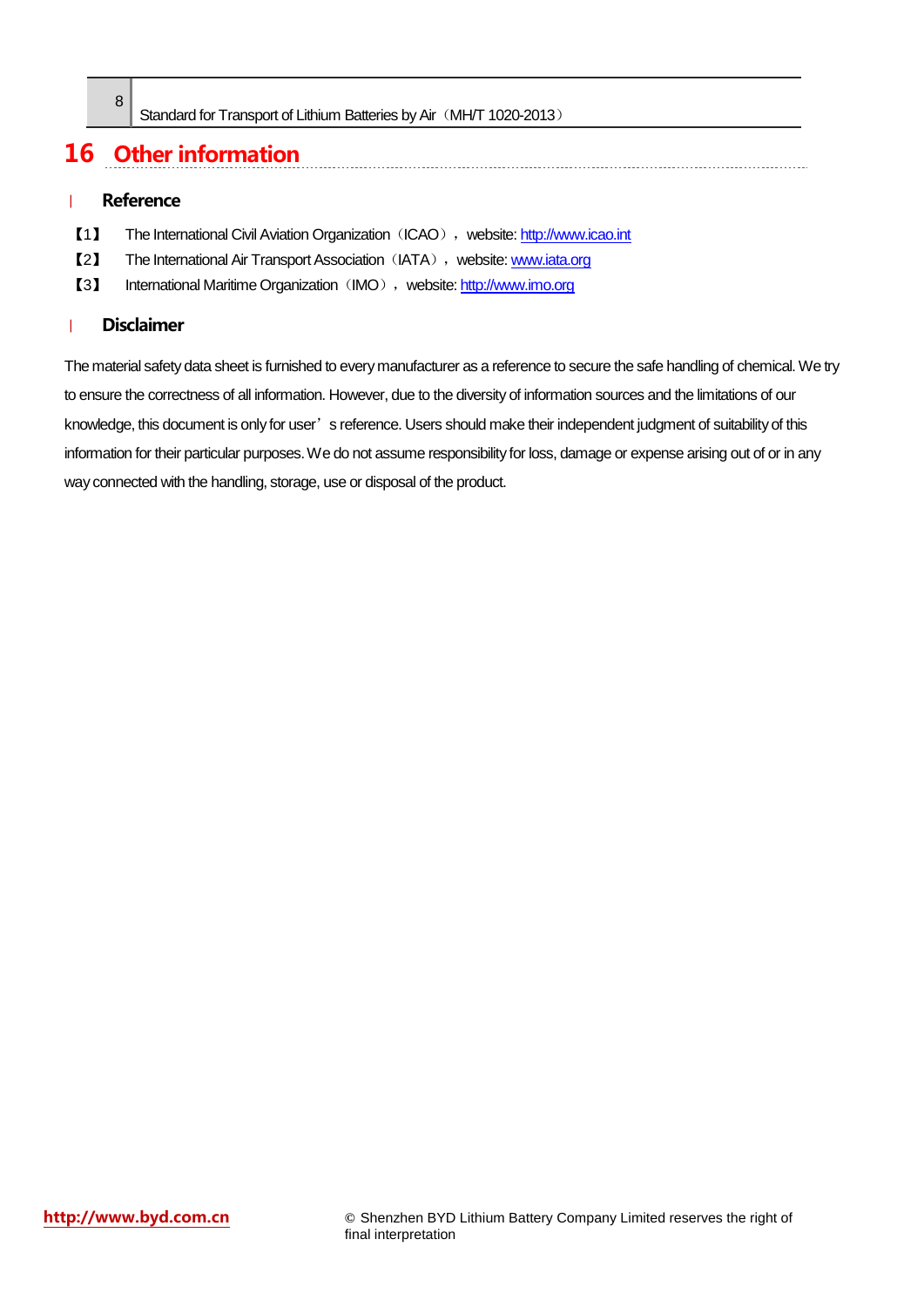| | |
|---|---|
| 8 | Standard for Transport of Lithium Batteries by Air（MH/T 1020-2013） |

# 16 Other information

## Reference

【1】 The International Civil Aviation Organization（ICAO），website: http://www.icao.int

【2】 The International Air Transport Association（IATA），website: www.iata.org

【3】 International Maritime Organization（IMO），website: http://www.imo.org

## Disclaimer

The material safety data sheet is furnished to every manufacturer as a reference to secure the safe handling of chemical. We try to ensure the correctness of all information. However, due to the diversity of information sources and the limitations of our knowledge, this document is only for user’s reference. Users should make their independent judgment of suitability of this information for their particular purposes. We do not assume responsibility for loss, damage or expense arising out of or in any way connected with the handling, storage, use or disposal of the product.